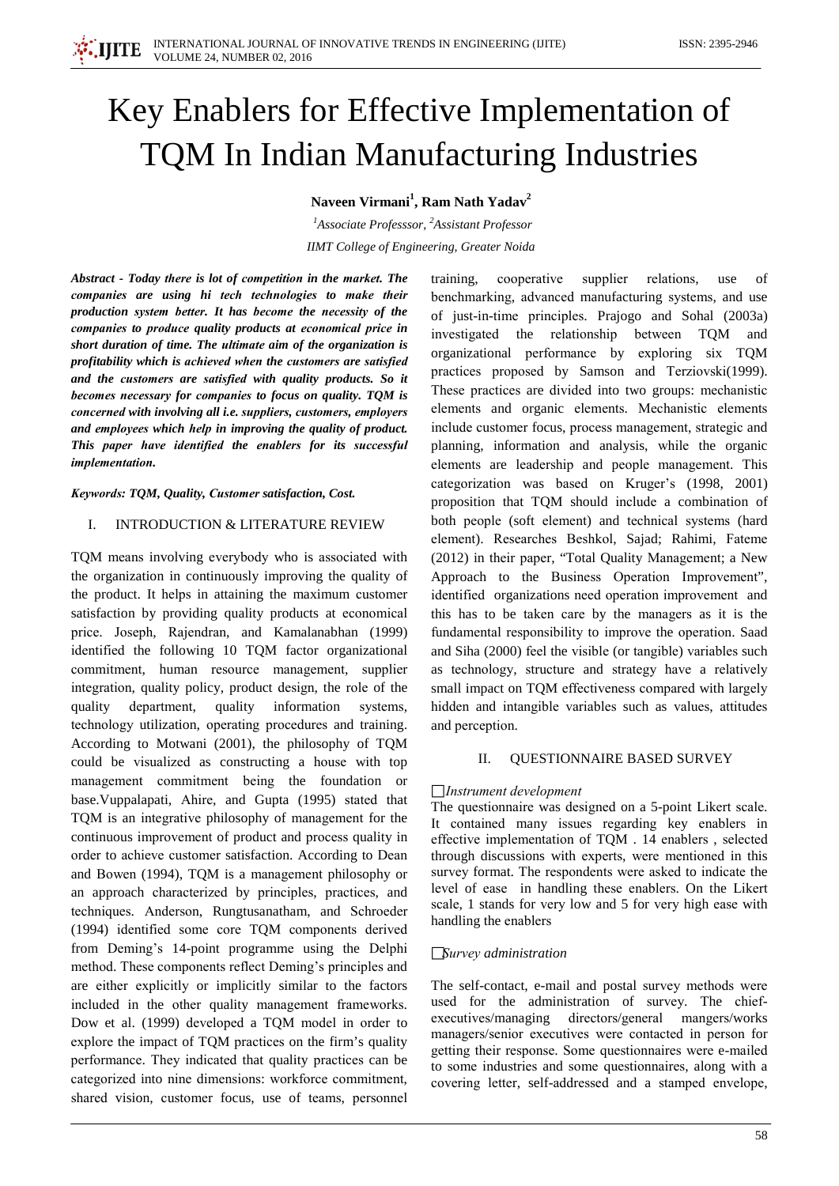# Key Enablers for Effective Implementation of TQM In Indian Manufacturing Industries

**Naveen Virmani[1], Ram Nath Yadav[2]**

*[1]Associate Professsor, [2]Assistant Professor*

*IIMT College of Engineering, Greater Noida*

***Abstract - Today there is lot of competition in the market. The companies are using hi tech technologies to make their production system better. It has become the necessity of the companies to produce quality products at economical price in short duration of time. The ultimate aim of the organization is profitability which is achieved when the customers are satisfied and the customers are satisfied with quality products. So it becomes necessary for companies to focus on quality. TQM is concerned with involving all i.e. suppliers, customers, employers and employees which help in improving the quality of product. This paper have identified the enablers for its successful implementation.***

***Keywords: TQM, Quality, Customer satisfaction, Cost.***

## I. INTRODUCTION & LITERATURE REVIEW

TQM means involving everybody who is associated with the organization in continuously improving the quality of the product. It helps in attaining the maximum customer satisfaction by providing quality products at economical price. Joseph, Rajendran, and Kamalanabhan (1999) identified the following 10 TQM factor organizational commitment, human resource management, supplier integration, quality policy, product design, the role of the quality department, quality information systems, technology utilization, operating procedures and training. According to Motwani (2001), the philosophy of TQM could be visualized as constructing a house with top management commitment being the foundation or base.Vuppalapati, Ahire, and Gupta (1995) stated that TQM is an integrative philosophy of management for the continuous improvement of product and process quality in order to achieve customer satisfaction. According to Dean and Bowen (1994), TQM is a management philosophy or an approach characterized by principles, practices, and techniques. Anderson, Rungtusanatham, and Schroeder (1994) identified some core TQM components derived from Deming's 14-point programme using the Delphi method. These components reflect Deming's principles and are either explicitly or implicitly similar to the factors included in the other quality management frameworks. Dow et al. (1999) developed a TQM model in order to explore the impact of TQM practices on the firm's quality performance. They indicated that quality practices can be categorized into nine dimensions: workforce commitment, shared vision, customer focus, use of teams, personnel training, cooperative supplier relations, use of benchmarking, advanced manufacturing systems, and use of just-in-time principles. Prajogo and Sohal (2003a) investigated the relationship between TQM and organizational performance by exploring six TQM practices proposed by Samson and Terziovski(1999). These practices are divided into two groups: mechanistic elements and organic elements. Mechanistic elements include customer focus, process management, strategic and planning, information and analysis, while the organic elements are leadership and people management. This categorization was based on Kruger's (1998, 2001) proposition that TQM should include a combination of both people (soft element) and technical systems (hard element). Researches Beshkol, Sajad; Rahimi, Fateme (2012) in their paper, "Total Quality Management; a New Approach to the Business Operation Improvement", identified organizations need operation improvement and this has to be taken care by the managers as it is the fundamental responsibility to improve the operation. Saad and Siha (2000) feel the visible (or tangible) variables such as technology, structure and strategy have a relatively small impact on TQM effectiveness compared with largely hidden and intangible variables such as values, attitudes and perception.

## II. QUESTIONNAIRE BASED SURVEY

*Instrument development*

The questionnaire was designed on a 5-point Likert scale. It contained many issues regarding key enablers in effective implementation of TQM . 14 enablers , selected through discussions with experts, were mentioned in this survey format. The respondents were asked to indicate the level of ease in handling these enablers. On the Likert scale, 1 stands for very low and 5 for very high ease with handling the enablers

*Survey administration*

The self-contact, e-mail and postal survey methods were used for the administration of survey. The chief-executives/managing directors/general mangers/works managers/senior executives were contacted in person for getting their response. Some questionnaires were e-mailed to some industries and some questionnaires, along with a covering letter, self-addressed and a stamped envelope,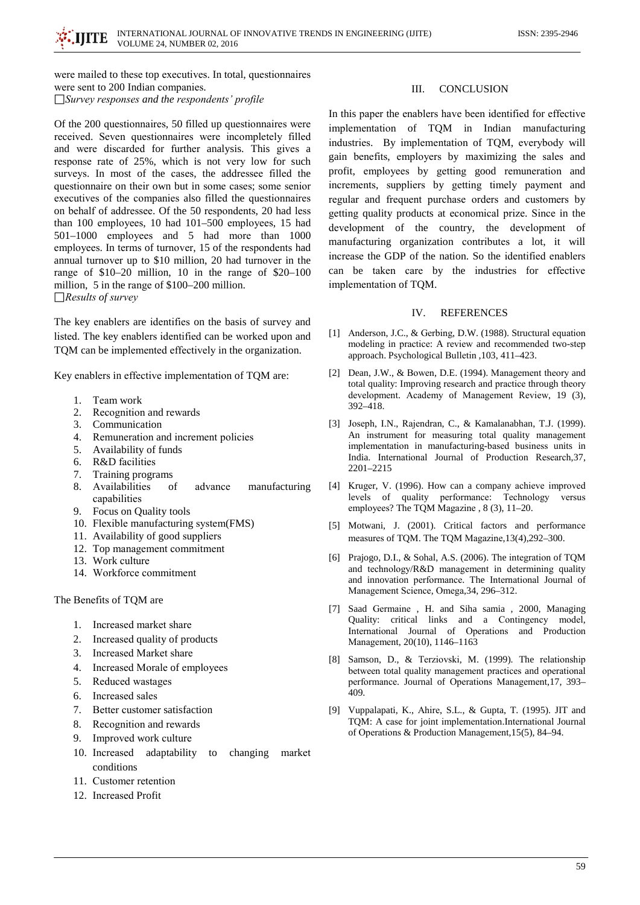were mailed to these top executives. In total, questionnaires were sent to 200 Indian companies.

*Survey responses and the respondents' profile*

Of the 200 questionnaires, 50 filled up questionnaires were received. Seven questionnaires were incompletely filled and were discarded for further analysis. This gives a response rate of 25%, which is not very low for such surveys. In most of the cases, the addressee filled the questionnaire on their own but in some cases; some senior executives of the companies also filled the questionnaires on behalf of addressee. Of the 50 respondents, 20 had less than 100 employees, 10 had 101–500 employees, 15 had 501–1000 employees and 5 had more than 1000 employees. In terms of turnover, 15 of the respondents had annual turnover up to $10 million, 20 had turnover in the range of $10–20 million, 10 in the range of $20–100 million, 5 in the range of $100–200 million.

*Results of survey*

The key enablers are identifies on the basis of survey and listed. The key enablers identified can be worked upon and TQM can be implemented effectively in the organization.

Key enablers in effective implementation of TQM are:

1. Team work
2. Recognition and rewards
3. Communication
4. Remuneration and increment policies
5. Availability of funds
6. R&D facilities
7. Training programs
8. Availabilities of advance manufacturing capabilities
9. Focus on Quality tools
10. Flexible manufacturing system(FMS)
11. Availability of good suppliers
12. Top management commitment
13. Work culture
14. Workforce commitment

The Benefits of TQM are

1. Increased market share
2. Increased quality of products
3. Increased Market share
4. Increased Morale of employees
5. Reduced wastages
6. Increased sales
7. Better customer satisfaction
8. Recognition and rewards
9. Improved work culture
10. Increased adaptability to changing market conditions
11. Customer retention
12. Increased Profit

## III. CONCLUSION

In this paper the enablers have been identified for effective implementation of TQM in Indian manufacturing industries. By implementation of TQM, everybody will gain benefits, employers by maximizing the sales and profit, employees by getting good remuneration and increments, suppliers by getting timely payment and regular and frequent purchase orders and customers by getting quality products at economical prize. Since in the development of the country, the development of manufacturing organization contributes a lot, it will increase the GDP of the nation. So the identified enablers can be taken care by the industries for effective implementation of TQM.

## IV. REFERENCES

[1] Anderson, J.C., & Gerbing, D.W. (1988). Structural equation modeling in practice: A review and recommended two-step approach. Psychological Bulletin ,103, 411–423.

[2] Dean, J.W., & Bowen, D.E. (1994). Management theory and total quality: Improving research and practice through theory development. Academy of Management Review, 19 (3), 392–418.

[3] Joseph, I.N., Rajendran, C., & Kamalanabhan, T.J. (1999). An instrument for measuring total quality management implementation in manufacturing-based business units in India. International Journal of Production Research,37, 2201–2215

[4] Kruger, V. (1996). How can a company achieve improved levels of quality performance: Technology versus employees? The TQM Magazine , 8 (3), 11–20.

[5] Motwani, J. (2001). Critical factors and performance measures of TQM. The TQM Magazine,13(4),292–300.

[6] Prajogo, D.I., & Sohal, A.S. (2006). The integration of TQM and technology/R&D management in determining quality and innovation performance. The International Journal of Management Science, Omega,34, 296–312.

[7] Saad Germaine , H. and Siha samia , 2000, Managing Quality: critical links and a Contingency model, International Journal of Operations and Production Management, 20(10), 1146–1163

[8] Samson, D., & Terziovski, M. (1999). The relationship between total quality management practices and operational performance. Journal of Operations Management,17, 393–409.

[9] Vuppalapati, K., Ahire, S.L., & Gupta, T. (1995). JIT and TQM: A case for joint implementation.International Journal of Operations & Production Management,15(5), 84–94.